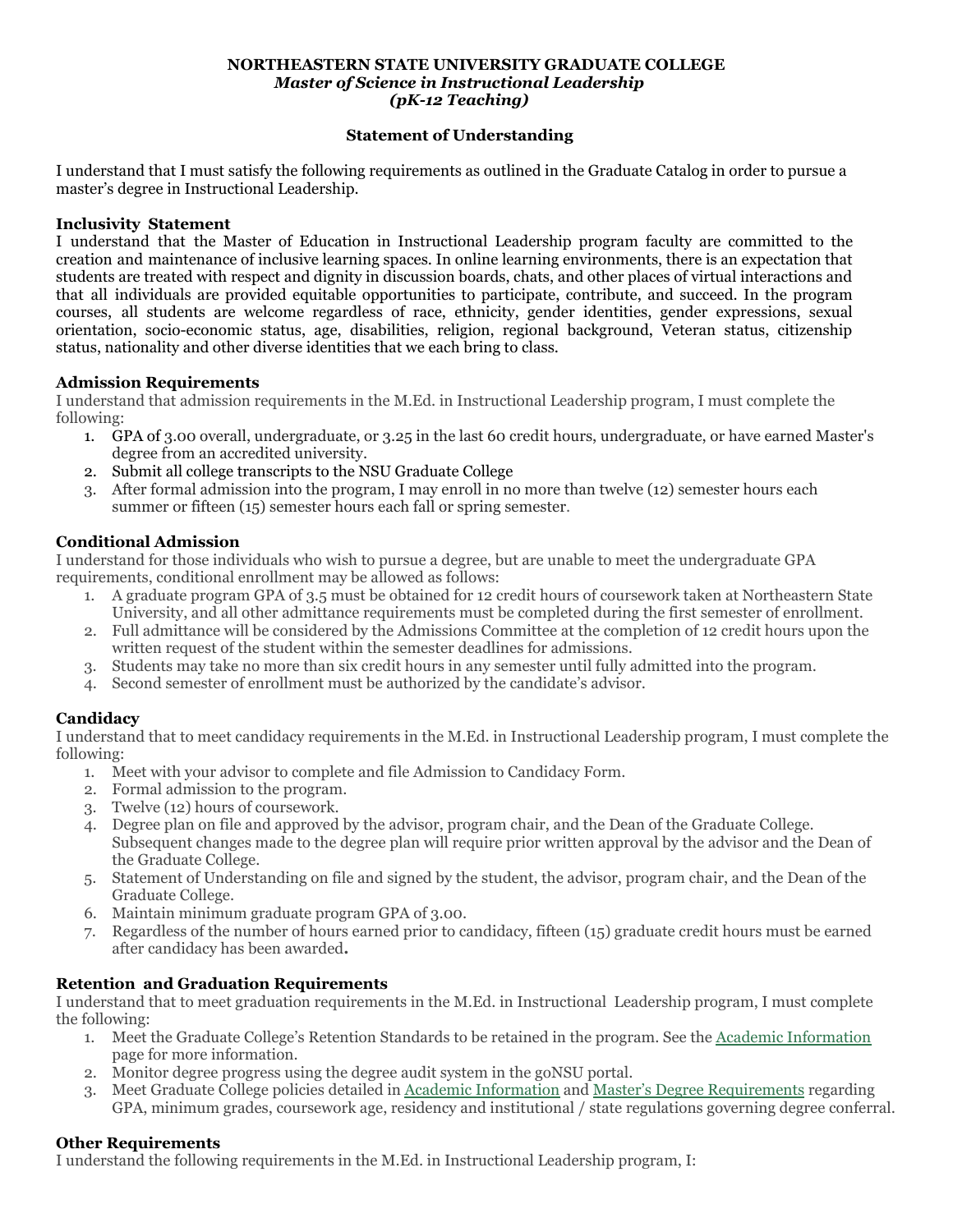**NORTHEASTERN STATE UNIVERSITY GRADUATE COLLEGE**
***Master of Science in Instructional Leadership***
***(pK-12 Teaching)***

**Statement of Understanding**

I understand that I must satisfy the following requirements as outlined in the Graduate Catalog in order to pursue a master's degree in Instructional Leadership.

**Inclusivity Statement**
I understand that the Master of Education in Instructional Leadership program faculty are committed to the creation and maintenance of inclusive learning spaces. In online learning environments, there is an expectation that students are treated with respect and dignity in discussion boards, chats, and other places of virtual interactions and that all individuals are provided equitable opportunities to participate, contribute, and succeed. In the program courses, all students are welcome regardless of race, ethnicity, gender identities, gender expressions, sexual orientation, socio-economic status, age, disabilities, religion, regional background, Veteran status, citizenship status, nationality and other diverse identities that we each bring to class.

**Admission Requirements**
I understand that admission requirements in the M.Ed. in Instructional Leadership program, I must complete the following:

1. GPA of 3.00 overall, undergraduate, or 3.25 in the last 60 credit hours, undergraduate, or have earned Master's degree from an accredited university.
2. Submit all college transcripts to the NSU Graduate College
3. After formal admission into the program, I may enroll in no more than twelve (12) semester hours each summer or fifteen (15) semester hours each fall or spring semester.

**Conditional Admission**
I understand for those individuals who wish to pursue a degree, but are unable to meet the undergraduate GPA requirements, conditional enrollment may be allowed as follows:

1. A graduate program GPA of 3.5 must be obtained for 12 credit hours of coursework taken at Northeastern State University, and all other admittance requirements must be completed during the first semester of enrollment.
2. Full admittance will be considered by the Admissions Committee at the completion of 12 credit hours upon the written request of the student within the semester deadlines for admissions.
3. Students may take no more than six credit hours in any semester until fully admitted into the program.
4. Second semester of enrollment must be authorized by the candidate's advisor.

**Candidacy**
I understand that to meet candidacy requirements in the M.Ed. in Instructional Leadership program, I must complete the following:

1. Meet with your advisor to complete and file Admission to Candidacy Form.
2. Formal admission to the program.
3. Twelve (12) hours of coursework.
4. Degree plan on file and approved by the advisor, program chair, and the Dean of the Graduate College. Subsequent changes made to the degree plan will require prior written approval by the advisor and the Dean of the Graduate College.
5. Statement of Understanding on file and signed by the student, the advisor, program chair, and the Dean of the Graduate College.
6. Maintain minimum graduate program GPA of 3.00.
7. Regardless of the number of hours earned prior to candidacy, fifteen (15) graduate credit hours must be earned after candidacy has been awarded**.**

**Retention and Graduation Requirements**
I understand that to meet graduation requirements in the M.Ed. in Instructional Leadership program, I must complete the following:

1. Meet the Graduate College's Retention Standards to be retained in the program. See the Academic Information page for more information.
2. Monitor degree progress using the degree audit system in the goNSU portal.
3. Meet Graduate College policies detailed in Academic Information and Master's Degree Requirements regarding GPA, minimum grades, coursework age, residency and institutional / state regulations governing degree conferral.

**Other Requirements**
I understand the following requirements in the M.Ed. in Instructional Leadership program, I: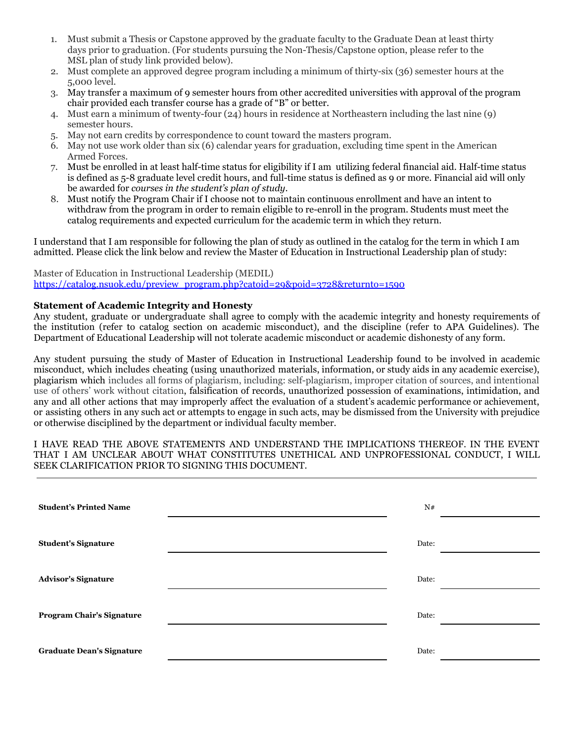1. Must submit a Thesis or Capstone approved by the graduate faculty to the Graduate Dean at least thirty days prior to graduation. (For students pursuing the Non-Thesis/Capstone option, please refer to the MSL plan of study link provided below).
2. Must complete an approved degree program including a minimum of thirty-six (36) semester hours at the 5,000 level.
3. May transfer a maximum of 9 semester hours from other accredited universities with approval of the program chair provided each transfer course has a grade of "B" or better.
4. Must earn a minimum of twenty-four (24) hours in residence at Northeastern including the last nine (9) semester hours.
5. May not earn credits by correspondence to count toward the masters program.
6. May not use work older than six (6) calendar years for graduation, excluding time spent in the American Armed Forces.
7. Must be enrolled in at least half-time status for eligibility if I am utilizing federal financial aid. Half-time status is defined as 5-8 graduate level credit hours, and full-time status is defined as 9 or more. Financial aid will only be awarded for *courses in the student's plan of study*.
8. Must notify the Program Chair if I choose not to maintain continuous enrollment and have an intent to withdraw from the program in order to remain eligible to re-enroll in the program. Students must meet the catalog requirements and expected curriculum for the academic term in which they return.

I understand that I am responsible for following the plan of study as outlined in the catalog for the term in which I am admitted. Please click the link below and review the Master of Education in Instructional Leadership plan of study:

Master of Education in Instructional Leadership (MEDIL)
https://catalog.nsuok.edu/preview_program.php?catoid=29&poid=3728&returnto=1590

**Statement of Academic Integrity and Honesty**

Any student, graduate or undergraduate shall agree to comply with the academic integrity and honesty requirements of the institution (refer to catalog section on academic misconduct), and the discipline (refer to APA Guidelines). The Department of Educational Leadership will not tolerate academic misconduct or academic dishonesty of any form.

Any student pursuing the study of Master of Education in Instructional Leadership found to be involved in academic misconduct, which includes cheating (using unauthorized materials, information, or study aids in any academic exercise), plagiarism which includes all forms of plagiarism, including: self-plagiarism, improper citation of sources, and intentional use of others' work without citation, falsification of records, unauthorized possession of examinations, intimidation, and any and all other actions that may improperly affect the evaluation of a student's academic performance or achievement, or assisting others in any such act or attempts to engage in such acts, may be dismissed from the University with prejudice or otherwise disciplined by the department or individual faculty member.

I HAVE READ THE ABOVE STATEMENTS AND UNDERSTAND THE IMPLICATIONS THEREOF. IN THE EVENT THAT I AM UNCLEAR ABOUT WHAT CONSTITUTES UNETHICAL AND UNPROFESSIONAL CONDUCT, I WILL SEEK CLARIFICATION PRIOR TO SIGNING THIS DOCUMENT.

---

| | | | |
|---|---|---|---|
| **Student's Printed Name** | | N# | |
| **Student's Signature** | | Date: | |
| **Advisor's Signature** | | Date: | |
| **Program Chair's Signature** | | Date: | |
| **Graduate Dean's Signature** | | Date: | |